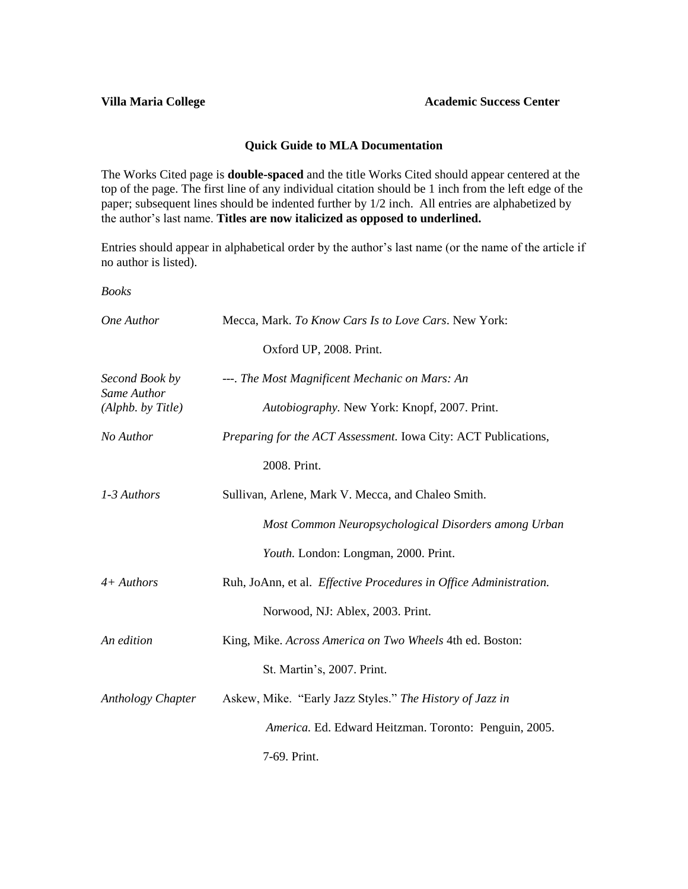**Villa Maria College** **Academic Success Center**

## Quick Guide to MLA Documentation

The Works Cited page is **double-spaced** and the title Works Cited should appear centered at the top of the page. The first line of any individual citation should be 1 inch from the left edge of the paper; subsequent lines should be indented further by 1/2 inch. All entries are alphabetized by the author's last name. **Titles are now italicized as opposed to underlined.**

Entries should appear in alphabetical order by the author's last name (or the name of the article if no author is listed).

*Books*

| | |
|---|---|
| *One Author* | Mecca, Mark. *To Know Cars Is to Love Cars*. New York: Oxford UP, 2008. Print. |
| *Second Book by Same Author (Alphb. by Title)* | ---. *The Most Magnificent Mechanic on Mars: An Autobiography.* New York: Knopf, 2007. Print. |
| *No Author* | *Preparing for the ACT Assessment.* Iowa City: ACT Publications, 2008. Print. |
| *1-3 Authors* | Sullivan, Arlene, Mark V. Mecca, and Chaleo Smith. *Most Common Neuropsychological Disorders among Urban Youth.* London: Longman, 2000. Print. |
| *4+ Authors* | Ruh, JoAnn, et al. *Effective Procedures in Office Administration.* Norwood, NJ: Ablex, 2003. Print. |
| *An edition* | King, Mike. *Across America on Two Wheels* 4th ed. Boston: St. Martin's, 2007. Print. |
| *Anthology Chapter* | Askew, Mike. "Early Jazz Styles." *The History of Jazz in America.* Ed. Edward Heitzman. Toronto: Penguin, 2005. 7-69. Print. |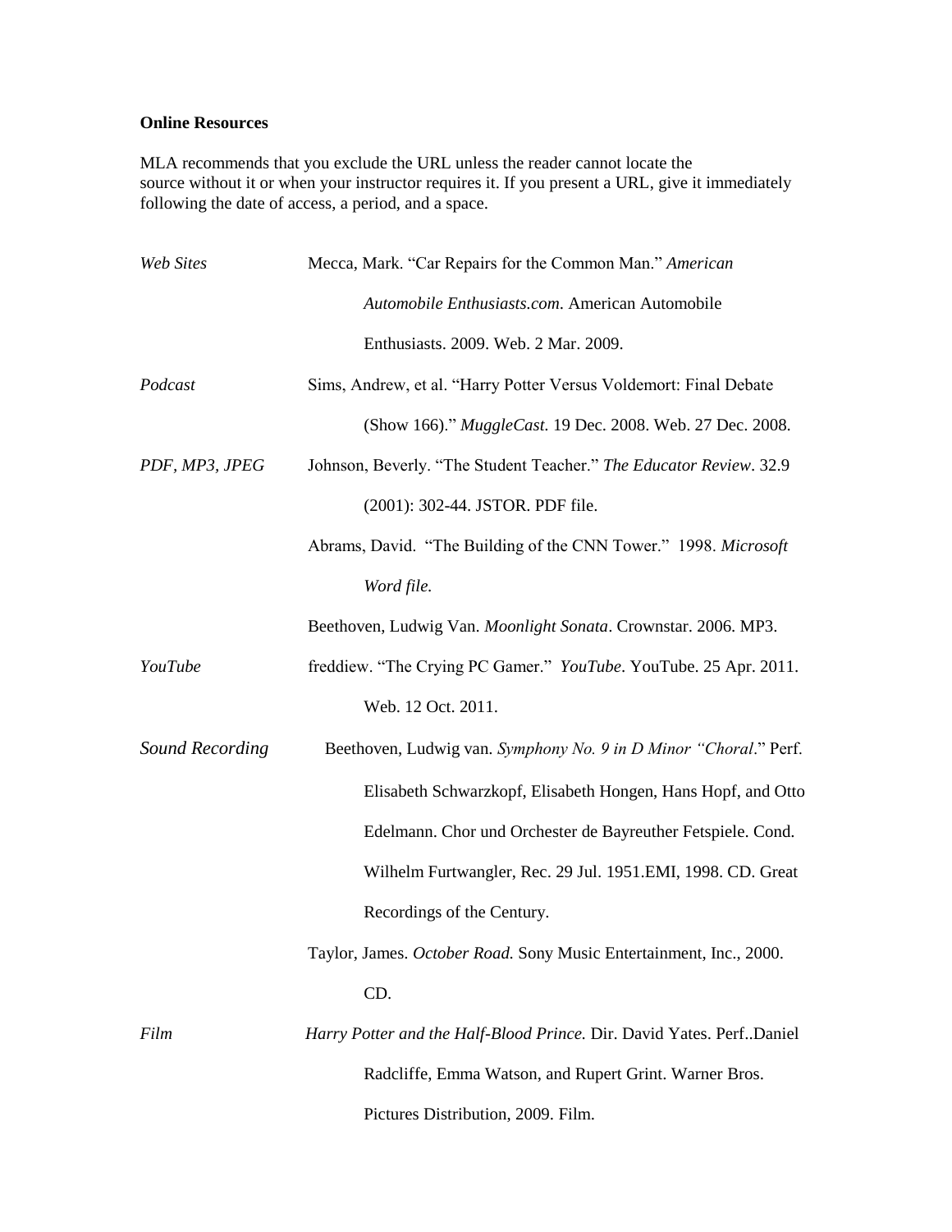**Online Resources**

MLA recommends that you exclude the URL unless the reader cannot locate the source without it or when your instructor requires it. If you present a URL, give it immediately following the date of access, a period, and a space.

| | |
|---|---|
| *Web Sites* | Mecca, Mark. "Car Repairs for the Common Man." *American Automobile Enthusiasts.com*. American Automobile Enthusiasts. 2009. Web. 2 Mar. 2009. |
| *Podcast* | Sims, Andrew, et al. "Harry Potter Versus Voldemort: Final Debate (Show 166)." *MuggleCast*. 19 Dec. 2008. Web. 27 Dec. 2008. |
| *PDF, MP3, JPEG* | Johnson, Beverly. "The Student Teacher." *The Educator Review*. 32.9 (2001): 302-44. JSTOR. PDF file. |
| | Abrams, David. "The Building of the CNN Tower." 1998. *Microsoft Word file.* |
| | Beethoven, Ludwig Van. *Moonlight Sonata*. Crownstar. 2006. MP3. |
| *YouTube* | freddiew. "The Crying PC Gamer." *YouTube*. YouTube. 25 Apr. 2011. Web. 12 Oct. 2011. |
| *Sound Recording* | Beethoven, Ludwig van. *Symphony No. 9 in D Minor "Choral*." Perf. Elisabeth Schwarzkopf, Elisabeth Hongen, Hans Hopf, and Otto Edelmann. Chor und Orchester de Bayreuther Fetspiele. Cond. Wilhelm Furtwangler, Rec. 29 Jul. 1951.EMI, 1998. CD. Great Recordings of the Century. |
| | Taylor, James. *October Road.* Sony Music Entertainment, Inc., 2000. CD. |
| *Film* | *Harry Potter and the Half-Blood Prince.* Dir. David Yates. Perf..Daniel Radcliffe, Emma Watson, and Rupert Grint. Warner Bros. Pictures Distribution, 2009. Film. |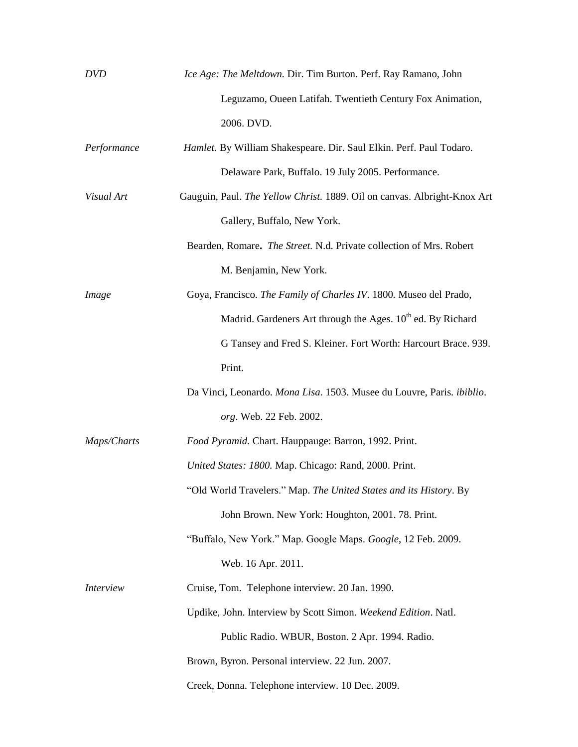*DVD* *Ice Age: The Meltdown.* Dir. Tim Burton. Perf. Ray Ramano, John Leguzamo, Oueen Latifah. Twentieth Century Fox Animation, 2006. DVD.

*Performance* *Hamlet.* By William Shakespeare. Dir. Saul Elkin. Perf. Paul Todaro. Delaware Park, Buffalo. 19 July 2005. Performance.

*Visual Art* Gauguin, Paul. *The Yellow Christ.* 1889. Oil on canvas. Albright-Knox Art Gallery, Buffalo, New York.

Bearden, Romare**.** *The Street.* N.d. Private collection of Mrs. Robert M. Benjamin, New York.

*Image* Goya, Francisco. *The Family of Charles IV*. 1800. Museo del Prado, Madrid. Gardeners Art through the Ages. 10th ed. By Richard G Tansey and Fred S. Kleiner. Fort Worth: Harcourt Brace. 939. Print.

Da Vinci, Leonardo. *Mona Lisa*. 1503. Musee du Louvre, Paris. *ibiblio*. *org*. Web. 22 Feb. 2002.

*Maps/Charts* *Food Pyramid.* Chart. Hauppauge: Barron, 1992. Print.

*United States: 1800.* Map. Chicago: Rand, 2000. Print.

"Old World Travelers." Map. *The United States and its History*. By John Brown. New York: Houghton, 2001. 78. Print.

"Buffalo, New York." Map. Google Maps. *Google*, 12 Feb. 2009. Web. 16 Apr. 2011.

*Interview* Cruise, Tom. Telephone interview. 20 Jan. 1990.

Updike, John. Interview by Scott Simon. *Weekend Edition*. Natl. Public Radio. WBUR, Boston. 2 Apr. 1994. Radio.

Brown, Byron. Personal interview. 22 Jun. 2007.

Creek, Donna. Telephone interview. 10 Dec. 2009.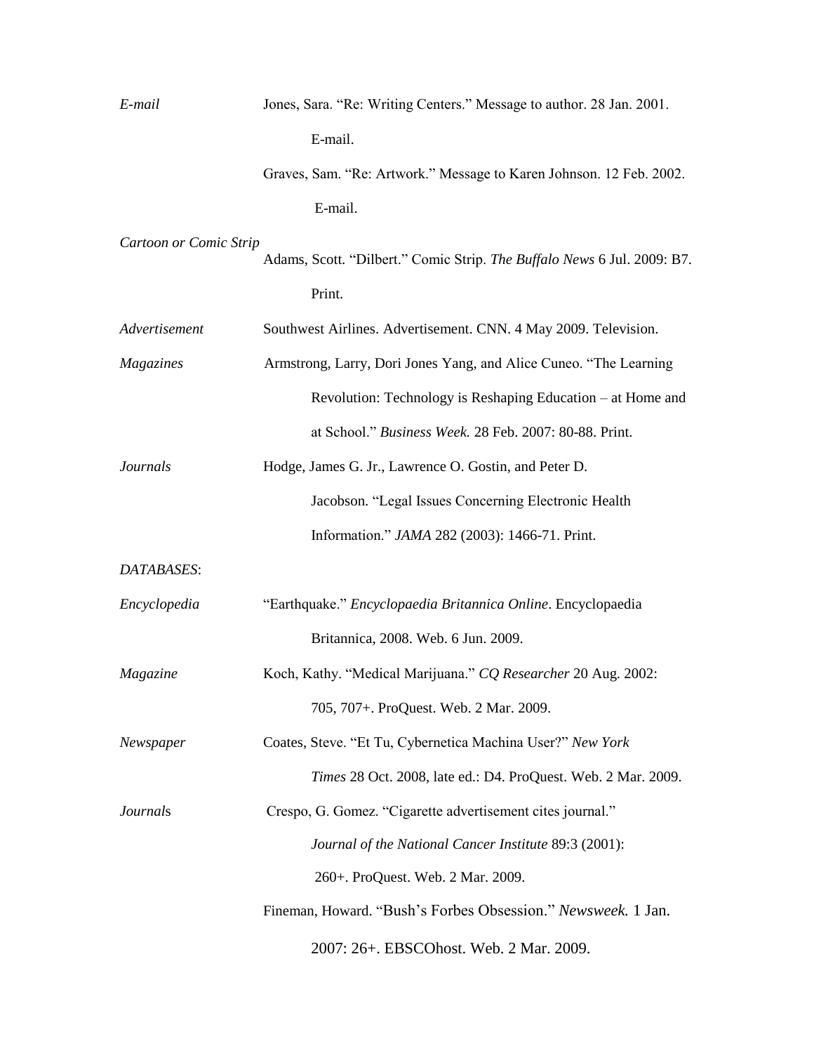*E-mail* Jones, Sara. "Re: Writing Centers." Message to author. 28 Jan. 2001. E-mail.

Graves, Sam. "Re: Artwork." Message to Karen Johnson. 12 Feb. 2002. E-mail.

*Cartoon or Comic Strip* Adams, Scott. "Dilbert." Comic Strip. *The Buffalo News* 6 Jul. 2009: B7. Print.

*Advertisement* Southwest Airlines. Advertisement. CNN. 4 May 2009. Television.

*Magazines* Armstrong, Larry, Dori Jones Yang, and Alice Cuneo. "The Learning Revolution: Technology is Reshaping Education – at Home and at School." *Business Week.* 28 Feb. 2007: 80-88. Print.

*Journals* Hodge, James G. Jr., Lawrence O. Gostin, and Peter D. Jacobson. "Legal Issues Concerning Electronic Health Information." *JAMA* 282 (2003): 1466-71. Print.

*DATABASES*:

*Encyclopedia* "Earthquake." *Encyclopaedia Britannica Online*. Encyclopaedia Britannica, 2008. Web. 6 Jun. 2009.

*Magazine* Koch, Kathy. "Medical Marijuana." *CQ Researcher* 20 Aug. 2002: 705, 707+. ProQuest. Web. 2 Mar. 2009.

*Newspaper* Coates, Steve. "Et Tu, Cybernetica Machina User?" *New York Times* 28 Oct. 2008, late ed.: D4. ProQuest. Web. 2 Mar. 2009.

*Journals* Crespo, G. Gomez. "Cigarette advertisement cites journal." *Journal of the National Cancer Institute* 89:3 (2001): 260+. ProQuest. Web. 2 Mar. 2009.

Fineman, Howard. "Bush's Forbes Obsession." *Newsweek.* 1 Jan. 2007: 26+. EBSCOhost. Web. 2 Mar. 2009.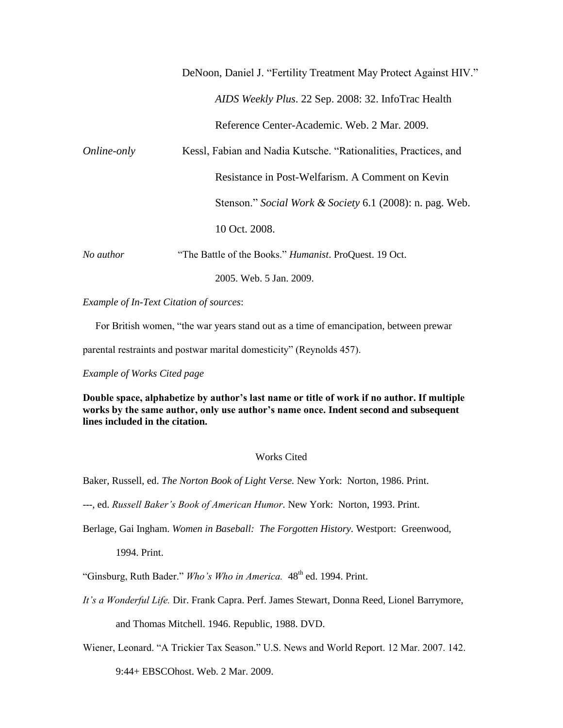DeNoon, Daniel J. "Fertility Treatment May Protect Against HIV." *AIDS Weekly Plus*. 22 Sep. 2008: 32. InfoTrac Health Reference Center-Academic. Web. 2 Mar. 2009.

*Online-only* Kessl, Fabian and Nadia Kutsche. "Rationalities, Practices, and Resistance in Post-Welfarism. A Comment on Kevin Stenson." *Social Work & Society* 6.1 (2008): n. pag. Web. 10 Oct. 2008.

*No author* "The Battle of the Books." *Humanist*. ProQuest. 19 Oct. 2005. Web. 5 Jan. 2009.

*Example of In-Text Citation of sources*:

For British women, "the war years stand out as a time of emancipation, between prewar parental restraints and postwar marital domesticity" (Reynolds 457).

*Example of Works Cited page*

**Double space, alphabetize by author's last name or title of work if no author. If multiple works by the same author, only use author's name once. Indent second and subsequent lines included in the citation.**

Works Cited

Baker, Russell, ed. *The Norton Book of Light Verse.* New York: Norton, 1986. Print.

---, ed. *Russell Baker's Book of American Humor*. New York: Norton, 1993. Print.

Berlage, Gai Ingham. *Women in Baseball: The Forgotten History*. Westport: Greenwood, 1994. Print.

"Ginsburg, Ruth Bader." *Who's Who in America.* 48th ed. 1994. Print.

*It's a Wonderful Life.* Dir. Frank Capra. Perf. James Stewart, Donna Reed, Lionel Barrymore, and Thomas Mitchell. 1946. Republic, 1988. DVD.

Wiener, Leonard. "A Trickier Tax Season." U.S. News and World Report. 12 Mar. 2007. 142. 9:44+ EBSCOhost. Web. 2 Mar. 2009.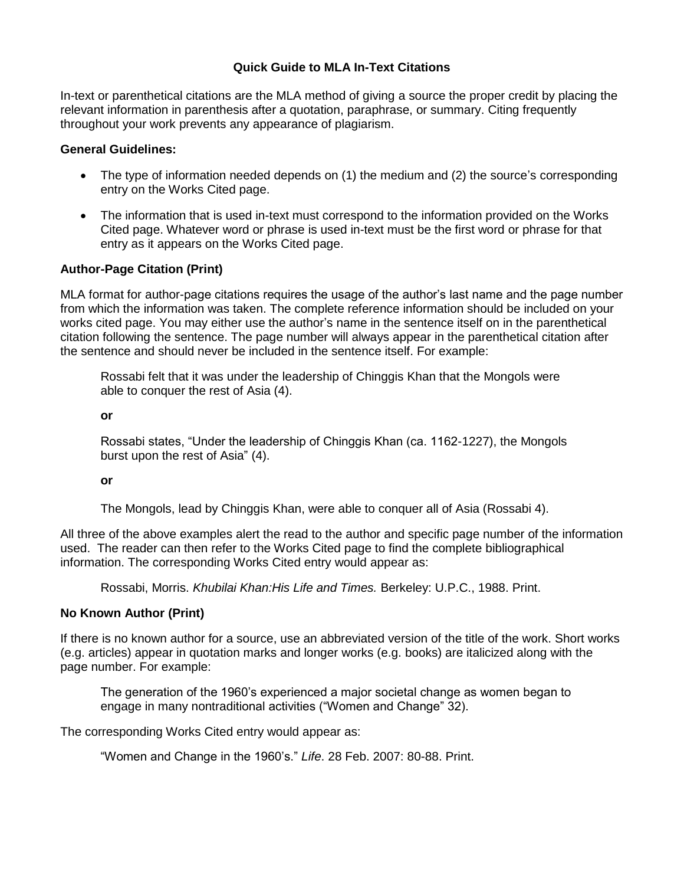# Quick Guide to MLA In-Text Citations

In-text or parenthetical citations are the MLA method of giving a source the proper credit by placing the relevant information in parenthesis after a quotation, paraphrase, or summary. Citing frequently throughout your work prevents any appearance of plagiarism.

**General Guidelines:**

- The type of information needed depends on (1) the medium and (2) the source's corresponding entry on the Works Cited page.
- The information that is used in-text must correspond to the information provided on the Works Cited page. Whatever word or phrase is used in-text must be the first word or phrase for that entry as it appears on the Works Cited page.

**Author-Page Citation (Print)**

MLA format for author-page citations requires the usage of the author's last name and the page number from which the information was taken. The complete reference information should be included on your works cited page. You may either use the author's name in the sentence itself on in the parenthetical citation following the sentence. The page number will always appear in the parenthetical citation after the sentence and should never be included in the sentence itself. For example:

> Rossabi felt that it was under the leadership of Chinggis Khan that the Mongols were able to conquer the rest of Asia (4).
>
> **or**
>
> Rossabi states, "Under the leadership of Chinggis Khan (ca. 1162-1227), the Mongols burst upon the rest of Asia" (4).
>
> **or**
>
> The Mongols, lead by Chinggis Khan, were able to conquer all of Asia (Rossabi 4).

All three of the above examples alert the read to the author and specific page number of the information used. The reader can then refer to the Works Cited page to find the complete bibliographical information. The corresponding Works Cited entry would appear as:

> Rossabi, Morris. *Khubilai Khan:His Life and Times.* Berkeley: U.P.C., 1988. Print.

**No Known Author (Print)**

If there is no known author for a source, use an abbreviated version of the title of the work. Short works (e.g. articles) appear in quotation marks and longer works (e.g. books) are italicized along with the page number. For example:

> The generation of the 1960's experienced a major societal change as women began to engage in many nontraditional activities ("Women and Change" 32).

The corresponding Works Cited entry would appear as:

> "Women and Change in the 1960's." *Life*. 28 Feb. 2007: 80-88. Print.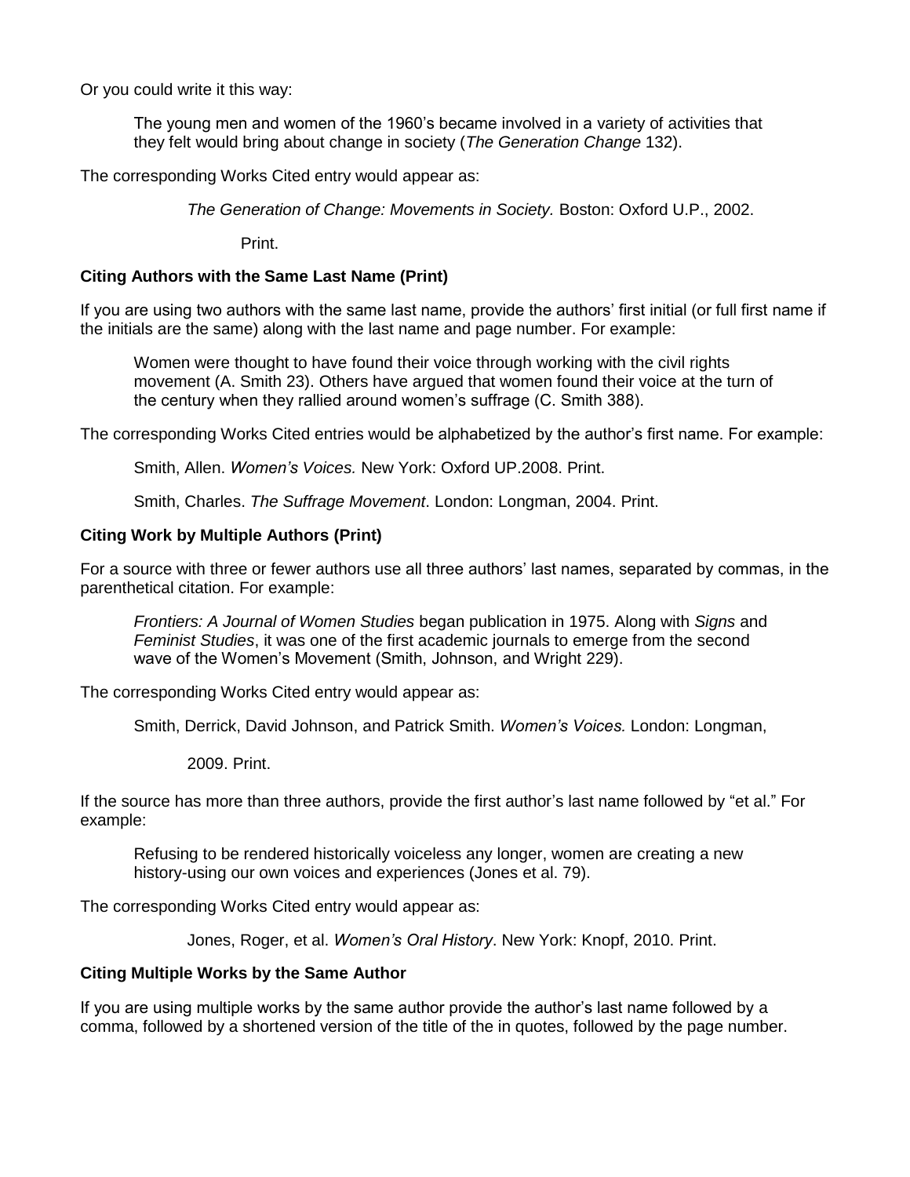Or you could write it this way:

> The young men and women of the 1960's became involved in a variety of activities that they felt would bring about change in society (*The Generation Change* 132).

The corresponding Works Cited entry would appear as:

> *The Generation of Change: Movements in Society.* Boston: Oxford U.P., 2002. Print.

**Citing Authors with the Same Last Name (Print)**

If you are using two authors with the same last name, provide the authors' first initial (or full first name if the initials are the same) along with the last name and page number. For example:

> Women were thought to have found their voice through working with the civil rights movement (A. Smith 23). Others have argued that women found their voice at the turn of the century when they rallied around women's suffrage (C. Smith 388).

The corresponding Works Cited entries would be alphabetized by the author's first name. For example:

> Smith, Allen. *Women's Voices.* New York: Oxford UP.2008. Print.
>
> Smith, Charles. *The Suffrage Movement*. London: Longman, 2004. Print.

**Citing Work by Multiple Authors (Print)**

For a source with three or fewer authors use all three authors' last names, separated by commas, in the parenthetical citation. For example:

> *Frontiers: A Journal of Women Studies* began publication in 1975. Along with *Signs* and *Feminist Studies*, it was one of the first academic journals to emerge from the second wave of the Women's Movement (Smith, Johnson, and Wright 229).

The corresponding Works Cited entry would appear as:

> Smith, Derrick, David Johnson, and Patrick Smith. *Women's Voices.* London: Longman, 2009. Print.

If the source has more than three authors, provide the first author's last name followed by "et al." For example:

> Refusing to be rendered historically voiceless any longer, women are creating a new history-using our own voices and experiences (Jones et al. 79).

The corresponding Works Cited entry would appear as:

> Jones, Roger, et al. *Women's Oral History*. New York: Knopf, 2010. Print.

**Citing Multiple Works by the Same Author**

If you are using multiple works by the same author provide the author's last name followed by a comma, followed by a shortened version of the title of the in quotes, followed by the page number.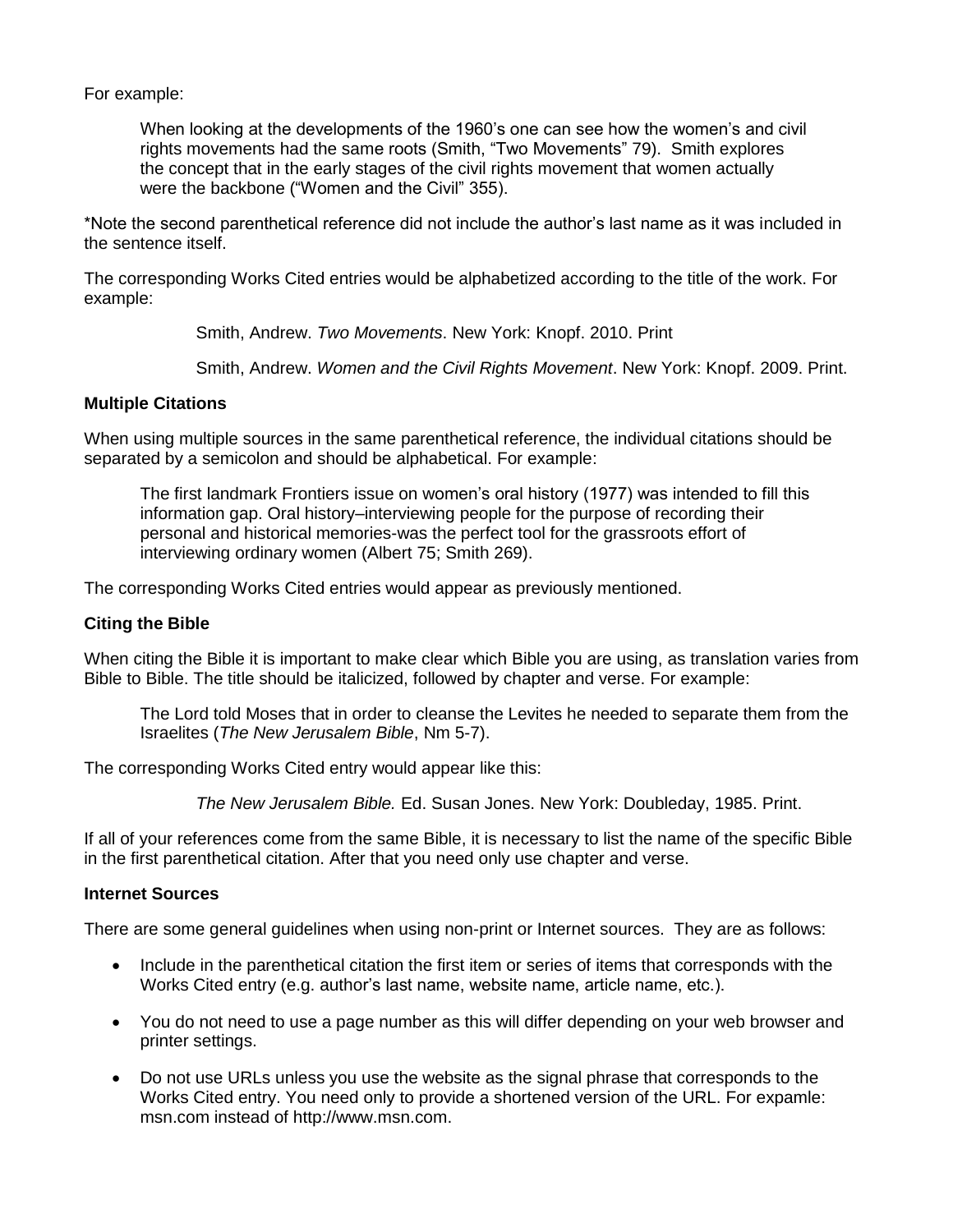For example:

> When looking at the developments of the 1960's one can see how the women's and civil rights movements had the same roots (Smith, "Two Movements" 79). Smith explores the concept that in the early stages of the civil rights movement that women actually were the backbone ("Women and the Civil" 355).

*Note the second parenthetical reference did not include the author's last name as it was included in the sentence itself.

The corresponding Works Cited entries would be alphabetized according to the title of the work. For example:

> Smith, Andrew. *Two Movements*. New York: Knopf. 2010. Print
>
> Smith, Andrew. *Women and the Civil Rights Movement*. New York: Knopf. 2009. Print.

**Multiple Citations**

When using multiple sources in the same parenthetical reference, the individual citations should be separated by a semicolon and should be alphabetical. For example:

> The first landmark Frontiers issue on women's oral history (1977) was intended to fill this information gap. Oral history–interviewing people for the purpose of recording their personal and historical memories-was the perfect tool for the grassroots effort of interviewing ordinary women (Albert 75; Smith 269).

The corresponding Works Cited entries would appear as previously mentioned.

**Citing the Bible**

When citing the Bible it is important to make clear which Bible you are using, as translation varies from Bible to Bible. The title should be italicized, followed by chapter and verse. For example:

> The Lord told Moses that in order to cleanse the Levites he needed to separate them from the Israelites (*The New Jerusalem Bible*, Nm 5-7).

The corresponding Works Cited entry would appear like this:

> *The New Jerusalem Bible.* Ed. Susan Jones. New York: Doubleday, 1985. Print.

If all of your references come from the same Bible, it is necessary to list the name of the specific Bible in the first parenthetical citation. After that you need only use chapter and verse.

**Internet Sources**

There are some general guidelines when using non-print or Internet sources. They are as follows:

- Include in the parenthetical citation the first item or series of items that corresponds with the Works Cited entry (e.g. author's last name, website name, article name, etc.).
- You do not need to use a page number as this will differ depending on your web browser and printer settings.
- Do not use URLs unless you use the website as the signal phrase that corresponds to the Works Cited entry. You need only to provide a shortened version of the URL. For expamle: msn.com instead of http://www.msn.com.